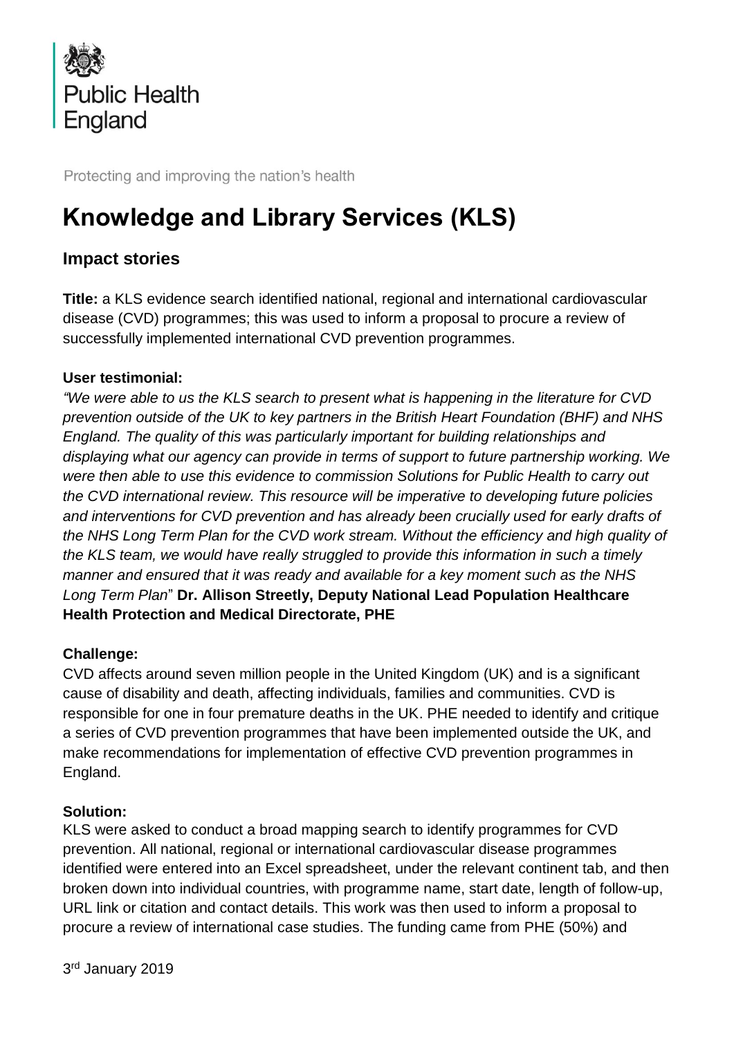Public Health England

Protecting and improving the nation's health

# Knowledge and Library Services (KLS)

## Impact stories

**Title:** a KLS evidence search identified national, regional and international cardiovascular disease (CVD) programmes; this was used to inform a proposal to procure a review of successfully implemented international CVD prevention programmes.

**User testimonial:**

*"We were able to us the KLS search to present what is happening in the literature for CVD prevention outside of the UK to key partners in the British Heart Foundation (BHF) and NHS England. The quality of this was particularly important for building relationships and displaying what our agency can provide in terms of support to future partnership working. We were then able to use this evidence to commission Solutions for Public Health to carry out the CVD international review. This resource will be imperative to developing future policies and interventions for CVD prevention and has already been crucially used for early drafts of the NHS Long Term Plan for the CVD work stream. Without the efficiency and high quality of the KLS team, we would have really struggled to provide this information in such a timely manner and ensured that it was ready and available for a key moment such as the NHS Long Term Plan"* **Dr. Allison Streetly, Deputy National Lead Population Healthcare Health Protection and Medical Directorate, PHE**

**Challenge:**

CVD affects around seven million people in the United Kingdom (UK) and is a significant cause of disability and death, affecting individuals, families and communities. CVD is responsible for one in four premature deaths in the UK. PHE needed to identify and critique a series of CVD prevention programmes that have been implemented outside the UK, and make recommendations for implementation of effective CVD prevention programmes in England.

**Solution:**

KLS were asked to conduct a broad mapping search to identify programmes for CVD prevention. All national, regional or international cardiovascular disease programmes identified were entered into an Excel spreadsheet, under the relevant continent tab, and then broken down into individual countries, with programme name, start date, length of follow-up, URL link or citation and contact details. This work was then used to inform a proposal to procure a review of international case studies. The funding came from PHE (50%) and

3rd January 2019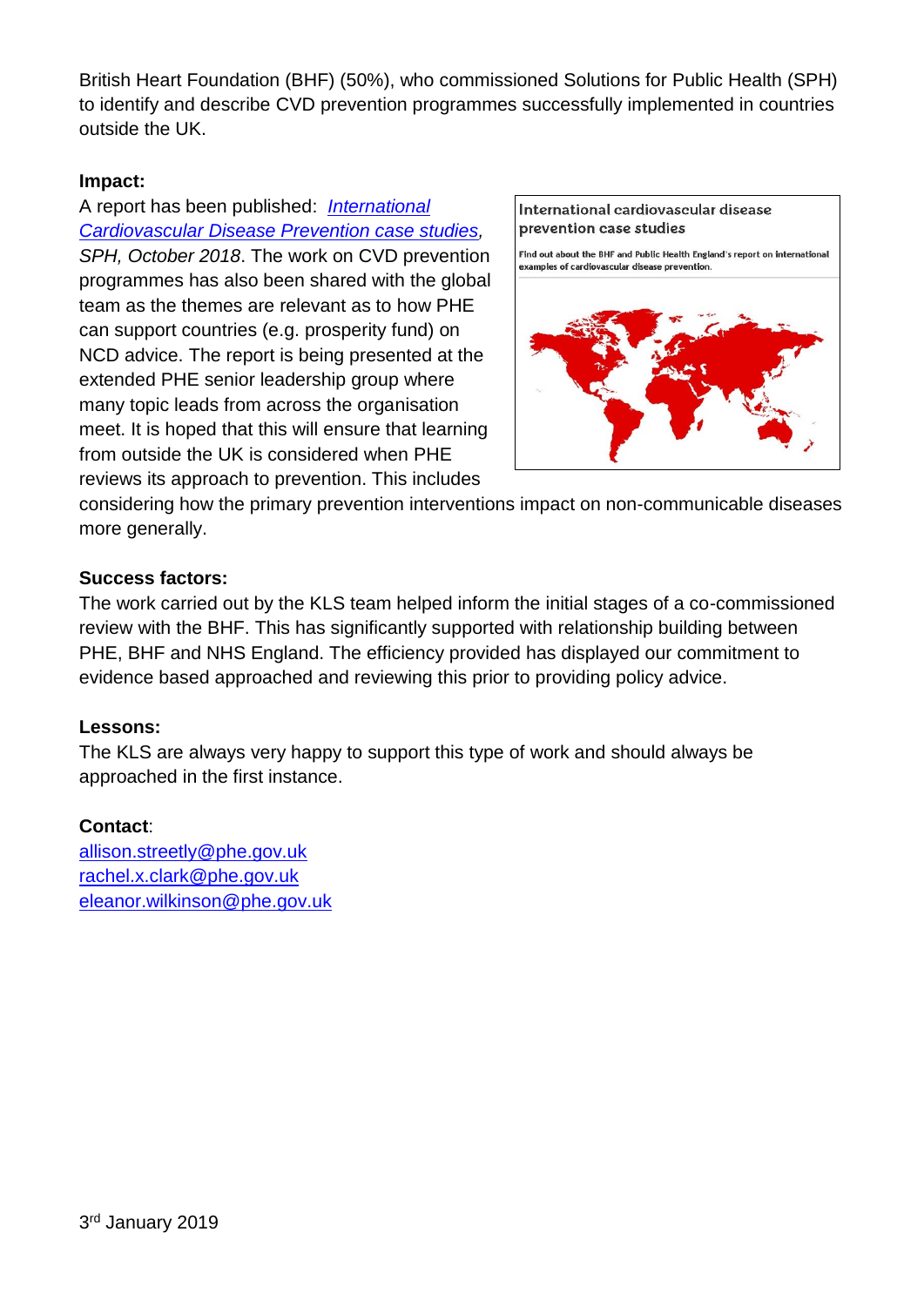British Heart Foundation (BHF) (50%), who commissioned Solutions for Public Health (SPH) to identify and describe CVD prevention programmes successfully implemented in countries outside the UK.

**Impact:**

A report has been published: *International Cardiovascular Disease Prevention case studies, SPH, October 2018*. The work on CVD prevention programmes has also been shared with the global team as the themes are relevant as to how PHE can support countries (e.g. prosperity fund) on NCD advice. The report is being presented at the extended PHE senior leadership group where many topic leads from across the organisation meet. It is hoped that this will ensure that learning from outside the UK is considered when PHE reviews its approach to prevention. This includes considering how the primary prevention interventions impact on non-communicable diseases more generally.

International cardiovascular disease prevention case studies

Find out about the BHF and Public Health England's report on international examples of cardiovascular disease prevention.

**Success factors:**

The work carried out by the KLS team helped inform the initial stages of a co-commissioned review with the BHF. This has significantly supported with relationship building between PHE, BHF and NHS England. The efficiency provided has displayed our commitment to evidence based approached and reviewing this prior to providing policy advice.

**Lessons:**

The KLS are always very happy to support this type of work and should always be approached in the first instance.

**Contact**:

allison.streetly@phe.gov.uk
rachel.x.clark@phe.gov.uk
eleanor.wilkinson@phe.gov.uk

3rd January 2019